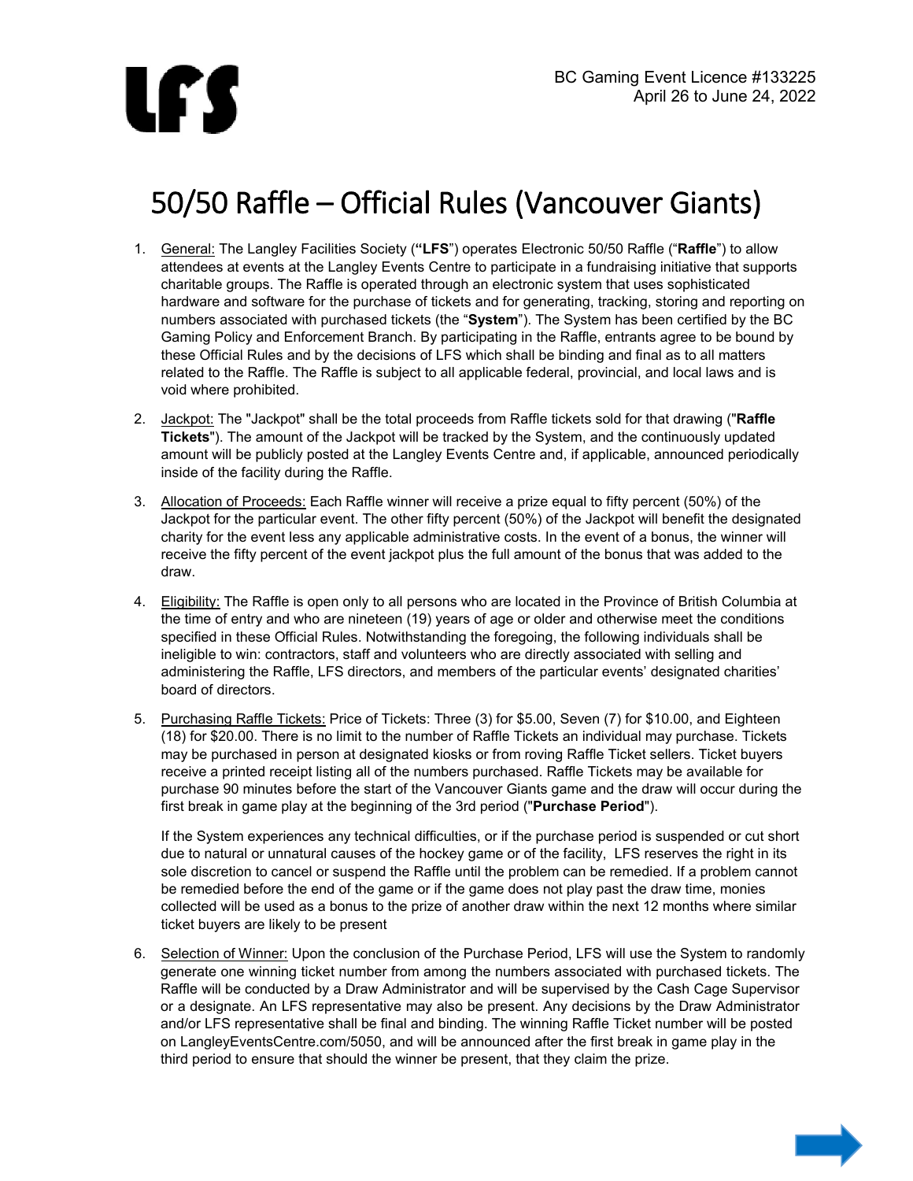BC Gaming Event Licence #133225
April 26 to June 24, 2022

# 50/50 Raffle – Official Rules (Vancouver Giants)

1. General: The Langley Facilities Society (**"LFS"**) operates Electronic 50/50 Raffle ("**Raffle**") to allow attendees at events at the Langley Events Centre to participate in a fundraising initiative that supports charitable groups. The Raffle is operated through an electronic system that uses sophisticated hardware and software for the purchase of tickets and for generating, tracking, storing and reporting on numbers associated with purchased tickets (the "**System**"). The System has been certified by the BC Gaming Policy and Enforcement Branch. By participating in the Raffle, entrants agree to be bound by these Official Rules and by the decisions of LFS which shall be binding and final as to all matters related to the Raffle. The Raffle is subject to all applicable federal, provincial, and local laws and is void where prohibited.

2. Jackpot: The "Jackpot" shall be the total proceeds from Raffle tickets sold for that drawing ("**Raffle Tickets**"). The amount of the Jackpot will be tracked by the System, and the continuously updated amount will be publicly posted at the Langley Events Centre and, if applicable, announced periodically inside of the facility during the Raffle.

3. Allocation of Proceeds: Each Raffle winner will receive a prize equal to fifty percent (50%) of the Jackpot for the particular event. The other fifty percent (50%) of the Jackpot will benefit the designated charity for the event less any applicable administrative costs. In the event of a bonus, the winner will receive the fifty percent of the event jackpot plus the full amount of the bonus that was added to the draw.

4. Eligibility: The Raffle is open only to all persons who are located in the Province of British Columbia at the time of entry and who are nineteen (19) years of age or older and otherwise meet the conditions specified in these Official Rules. Notwithstanding the foregoing, the following individuals shall be ineligible to win: contractors, staff and volunteers who are directly associated with selling and administering the Raffle, LFS directors, and members of the particular events' designated charities' board of directors.

5. Purchasing Raffle Tickets: Price of Tickets: Three (3) for $5.00, Seven (7) for $10.00, and Eighteen (18) for $20.00. There is no limit to the number of Raffle Tickets an individual may purchase. Tickets may be purchased in person at designated kiosks or from roving Raffle Ticket sellers. Ticket buyers receive a printed receipt listing all of the numbers purchased. Raffle Tickets may be available for purchase 90 minutes before the start of the Vancouver Giants game and the draw will occur during the first break in game play at the beginning of the 3rd period ("**Purchase Period**").

   If the System experiences any technical difficulties, or if the purchase period is suspended or cut short due to natural or unnatural causes of the hockey game or of the facility, LFS reserves the right in its sole discretion to cancel or suspend the Raffle until the problem can be remedied. If a problem cannot be remedied before the end of the game or if the game does not play past the draw time, monies collected will be used as a bonus to the prize of another draw within the next 12 months where similar ticket buyers are likely to be present

6. Selection of Winner: Upon the conclusion of the Purchase Period, LFS will use the System to randomly generate one winning ticket number from among the numbers associated with purchased tickets. The Raffle will be conducted by a Draw Administrator and will be supervised by the Cash Cage Supervisor or a designate. An LFS representative may also be present. Any decisions by the Draw Administrator and/or LFS representative shall be final and binding. The winning Raffle Ticket number will be posted on LangleyEventsCentre.com/5050, and will be announced after the first break in game play in the third period to ensure that should the winner be present, that they claim the prize.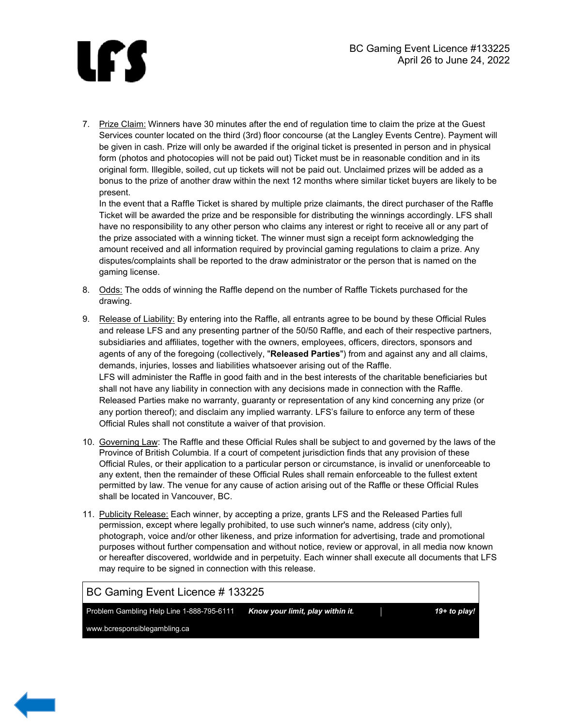7. Prize Claim: Winners have 30 minutes after the end of regulation time to claim the prize at the Guest Services counter located on the third (3rd) floor concourse (at the Langley Events Centre). Payment will be given in cash. Prize will only be awarded if the original ticket is presented in person and in physical form (photos and photocopies will not be paid out) Ticket must be in reasonable condition and in its original form. Illegible, soiled, cut up tickets will not be paid out. Unclaimed prizes will be added as a bonus to the prize of another draw within the next 12 months where similar ticket buyers are likely to be present.
   In the event that a Raffle Ticket is shared by multiple prize claimants, the direct purchaser of the Raffle Ticket will be awarded the prize and be responsible for distributing the winnings accordingly. LFS shall have no responsibility to any other person who claims any interest or right to receive all or any part of the prize associated with a winning ticket. The winner must sign a receipt form acknowledging the amount received and all information required by provincial gaming regulations to claim a prize. Any disputes/complaints shall be reported to the draw administrator or the person that is named on the gaming license.

8. Odds: The odds of winning the Raffle depend on the number of Raffle Tickets purchased for the drawing.

9. Release of Liability: By entering into the Raffle, all entrants agree to be bound by these Official Rules and release LFS and any presenting partner of the 50/50 Raffle, and each of their respective partners, subsidiaries and affiliates, together with the owners, employees, officers, directors, sponsors and agents of any of the foregoing (collectively, "**Released Parties**") from and against any and all claims, demands, injuries, losses and liabilities whatsoever arising out of the Raffle.
   LFS will administer the Raffle in good faith and in the best interests of the charitable beneficiaries but shall not have any liability in connection with any decisions made in connection with the Raffle. Released Parties make no warranty, guaranty or representation of any kind concerning any prize (or any portion thereof); and disclaim any implied warranty. LFS's failure to enforce any term of these Official Rules shall not constitute a waiver of that provision.

10. Governing Law: The Raffle and these Official Rules shall be subject to and governed by the laws of the Province of British Columbia. If a court of competent jurisdiction finds that any provision of these Official Rules, or their application to a particular person or circumstance, is invalid or unenforceable to any extent, then the remainder of these Official Rules shall remain enforceable to the fullest extent permitted by law. The venue for any cause of action arising out of the Raffle or these Official Rules shall be located in Vancouver, BC.

11. Publicity Release: Each winner, by accepting a prize, grants LFS and the Released Parties full permission, except where legally prohibited, to use such winner's name, address (city only), photograph, voice and/or other likeness, and prize information for advertising, trade and promotional purposes without further compensation and without notice, review or approval, in all media now known or hereafter discovered, worldwide and in perpetuity. Each winner shall execute all documents that LFS may require to be signed in connection with this release.

BC Gaming Event Licence # 133225

Problem Gambling Help Line 1-888-795-6111 ***Know your limit, play within it.*** ***19+ to play!***

www.bcresponsiblegambling.ca